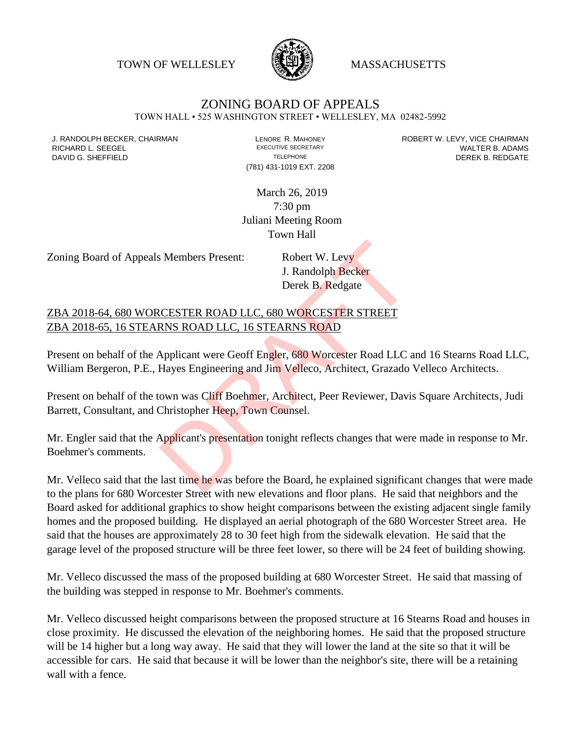TOWN OF WELLESLEY MASSACHUSETTS

# ZONING BOARD OF APPEALS

TOWN HALL • 525 WASHINGTON STREET • WELLESLEY, MA 02482-5992

J. RANDOLPH BECKER, CHAIRMAN
RICHARD L. SEEGEL
DAVID G. SHEFFIELD

LENORE R. MAHONEY
EXECUTIVE SECRETARY
TELEPHONE
(781) 431-1019 EXT. 2208

ROBERT W. LEVY, VICE CHAIRMAN
WALTER B. ADAMS
DEREK B. REDGATE

March 26, 2019
7:30 pm
Juliani Meeting Room
Town Hall

Zoning Board of Appeals Members Present: Robert W. Levy
J. Randolph Becker
Derek B. Redgate

ZBA 2018-64, 680 WORCESTER ROAD LLC, 680 WORCESTER STREET
ZBA 2018-65, 16 STEARNS ROAD LLC, 16 STEARNS ROAD

Present on behalf of the Applicant were Geoff Engler, 680 Worcester Road LLC and 16 Stearns Road LLC, William Bergeron, P.E., Hayes Engineering and Jim Velleco, Architect, Grazado Velleco Architects.

Present on behalf of the town was Cliff Boehmer, Architect, Peer Reviewer, Davis Square Architects, Judi Barrett, Consultant, and Christopher Heep, Town Counsel.

Mr. Engler said that the Applicant's presentation tonight reflects changes that were made in response to Mr. Boehmer's comments.

Mr. Velleco said that the last time he was before the Board, he explained significant changes that were made to the plans for 680 Worcester Street with new elevations and floor plans. He said that neighbors and the Board asked for additional graphics to show height comparisons between the existing adjacent single family homes and the proposed building. He displayed an aerial photograph of the 680 Worcester Street area. He said that the houses are approximately 28 to 30 feet high from the sidewalk elevation. He said that the garage level of the proposed structure will be three feet lower, so there will be 24 feet of building showing.

Mr. Velleco discussed the mass of the proposed building at 680 Worcester Street. He said that massing of the building was stepped in response to Mr. Boehmer's comments.

Mr. Velleco discussed height comparisons between the proposed structure at 16 Stearns Road and houses in close proximity. He discussed the elevation of the neighboring homes. He said that the proposed structure will be 14 higher but a long way away. He said that they will lower the land at the site so that it will be accessible for cars. He said that because it will be lower than the neighbor's site, there will be a retaining wall with a fence.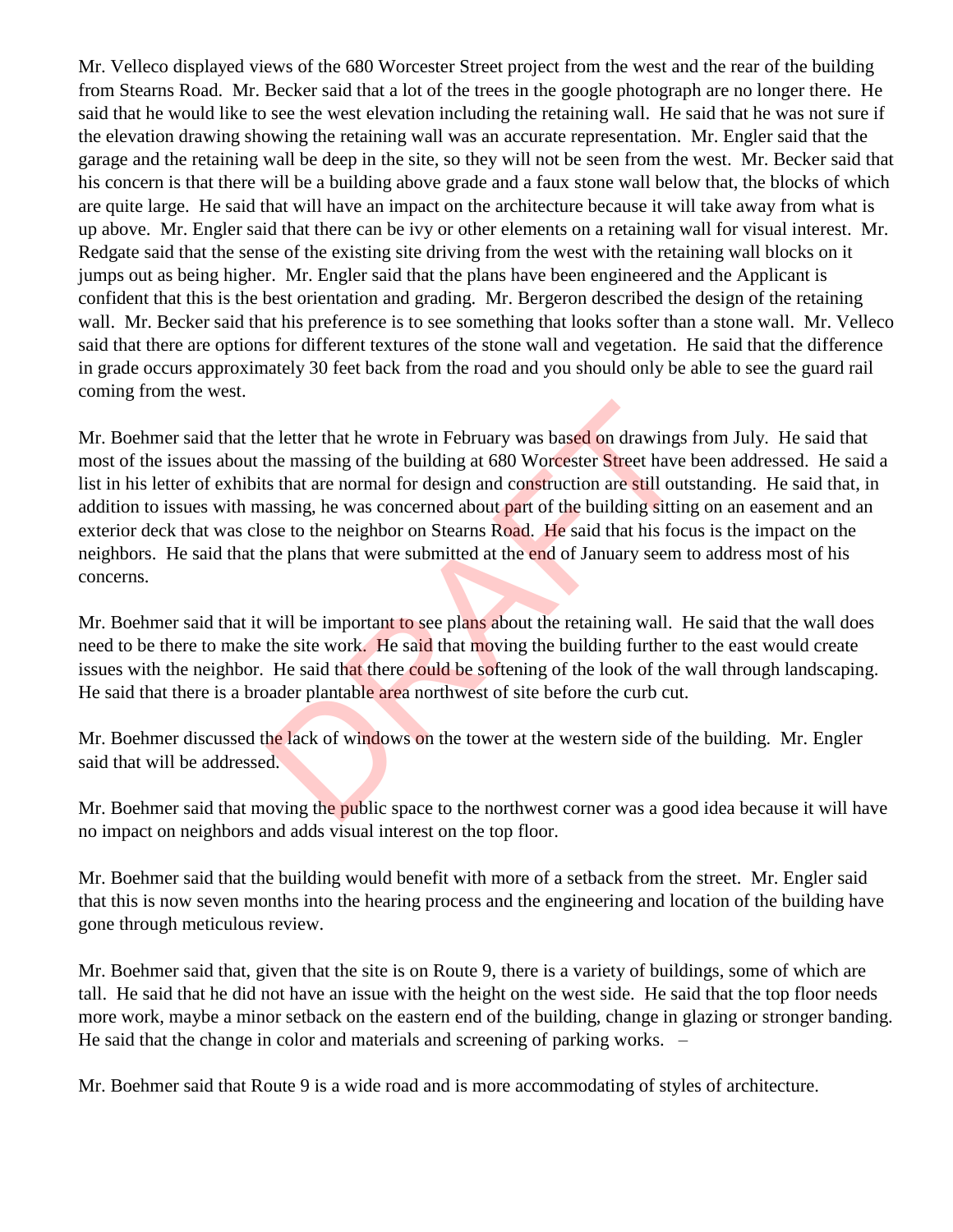Mr. Velleco displayed views of the 680 Worcester Street project from the west and the rear of the building from Stearns Road. Mr. Becker said that a lot of the trees in the google photograph are no longer there. He said that he would like to see the west elevation including the retaining wall. He said that he was not sure if the elevation drawing showing the retaining wall was an accurate representation. Mr. Engler said that the garage and the retaining wall be deep in the site, so they will not be seen from the west. Mr. Becker said that his concern is that there will be a building above grade and a faux stone wall below that, the blocks of which are quite large. He said that will have an impact on the architecture because it will take away from what is up above. Mr. Engler said that there can be ivy or other elements on a retaining wall for visual interest. Mr. Redgate said that the sense of the existing site driving from the west with the retaining wall blocks on it jumps out as being higher. Mr. Engler said that the plans have been engineered and the Applicant is confident that this is the best orientation and grading. Mr. Bergeron described the design of the retaining wall. Mr. Becker said that his preference is to see something that looks softer than a stone wall. Mr. Velleco said that there are options for different textures of the stone wall and vegetation. He said that the difference in grade occurs approximately 30 feet back from the road and you should only be able to see the guard rail coming from the west.

Mr. Boehmer said that the letter that he wrote in February was based on drawings from July. He said that most of the issues about the massing of the building at 680 Worcester Street have been addressed. He said a list in his letter of exhibits that are normal for design and construction are still outstanding. He said that, in addition to issues with massing, he was concerned about part of the building sitting on an easement and an exterior deck that was close to the neighbor on Stearns Road. He said that his focus is the impact on the neighbors. He said that the plans that were submitted at the end of January seem to address most of his concerns.

Mr. Boehmer said that it will be important to see plans about the retaining wall. He said that the wall does need to be there to make the site work. He said that moving the building further to the east would create issues with the neighbor. He said that there could be softening of the look of the wall through landscaping. He said that there is a broader plantable area northwest of site before the curb cut.

Mr. Boehmer discussed the lack of windows on the tower at the western side of the building. Mr. Engler said that will be addressed.

Mr. Boehmer said that moving the public space to the northwest corner was a good idea because it will have no impact on neighbors and adds visual interest on the top floor.

Mr. Boehmer said that the building would benefit with more of a setback from the street. Mr. Engler said that this is now seven months into the hearing process and the engineering and location of the building have gone through meticulous review.

Mr. Boehmer said that, given that the site is on Route 9, there is a variety of buildings, some of which are tall. He said that he did not have an issue with the height on the west side. He said that the top floor needs more work, maybe a minor setback on the eastern end of the building, change in glazing or stronger banding. He said that the change in color and materials and screening of parking works. –

Mr. Boehmer said that Route 9 is a wide road and is more accommodating of styles of architecture.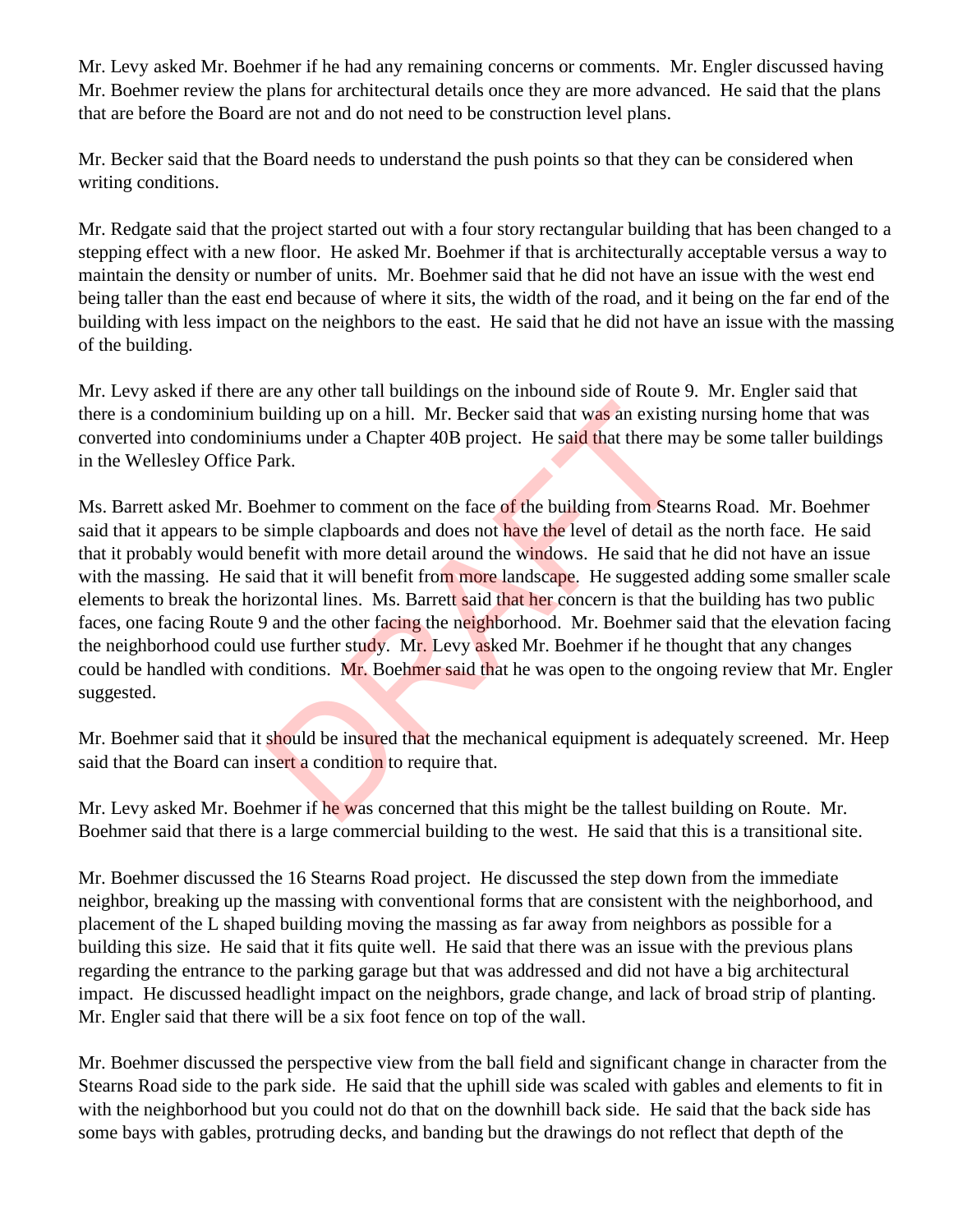Mr. Levy asked Mr. Boehmer if he had any remaining concerns or comments. Mr. Engler discussed having Mr. Boehmer review the plans for architectural details once they are more advanced. He said that the plans that are before the Board are not and do not need to be construction level plans.

Mr. Becker said that the Board needs to understand the push points so that they can be considered when writing conditions.

Mr. Redgate said that the project started out with a four story rectangular building that has been changed to a stepping effect with a new floor. He asked Mr. Boehmer if that is architecturally acceptable versus a way to maintain the density or number of units. Mr. Boehmer said that he did not have an issue with the west end being taller than the east end because of where it sits, the width of the road, and it being on the far end of the building with less impact on the neighbors to the east. He said that he did not have an issue with the massing of the building.

Mr. Levy asked if there are any other tall buildings on the inbound side of Route 9. Mr. Engler said that there is a condominium building up on a hill. Mr. Becker said that was an existing nursing home that was converted into condominiums under a Chapter 40B project. He said that there may be some taller buildings in the Wellesley Office Park.

Ms. Barrett asked Mr. Boehmer to comment on the face of the building from Stearns Road. Mr. Boehmer said that it appears to be simple clapboards and does not have the level of detail as the north face. He said that it probably would benefit with more detail around the windows. He said that he did not have an issue with the massing. He said that it will benefit from more landscape. He suggested adding some smaller scale elements to break the horizontal lines. Ms. Barrett said that her concern is that the building has two public faces, one facing Route 9 and the other facing the neighborhood. Mr. Boehmer said that the elevation facing the neighborhood could use further study. Mr. Levy asked Mr. Boehmer if he thought that any changes could be handled with conditions. Mr. Boehmer said that he was open to the ongoing review that Mr. Engler suggested.

Mr. Boehmer said that it should be insured that the mechanical equipment is adequately screened. Mr. Heep said that the Board can insert a condition to require that.

Mr. Levy asked Mr. Boehmer if he was concerned that this might be the tallest building on Route. Mr. Boehmer said that there is a large commercial building to the west. He said that this is a transitional site.

Mr. Boehmer discussed the 16 Stearns Road project. He discussed the step down from the immediate neighbor, breaking up the massing with conventional forms that are consistent with the neighborhood, and placement of the L shaped building moving the massing as far away from neighbors as possible for a building this size. He said that it fits quite well. He said that there was an issue with the previous plans regarding the entrance to the parking garage but that was addressed and did not have a big architectural impact. He discussed headlight impact on the neighbors, grade change, and lack of broad strip of planting. Mr. Engler said that there will be a six foot fence on top of the wall.

Mr. Boehmer discussed the perspective view from the ball field and significant change in character from the Stearns Road side to the park side. He said that the uphill side was scaled with gables and elements to fit in with the neighborhood but you could not do that on the downhill back side. He said that the back side has some bays with gables, protruding decks, and banding but the drawings do not reflect that depth of the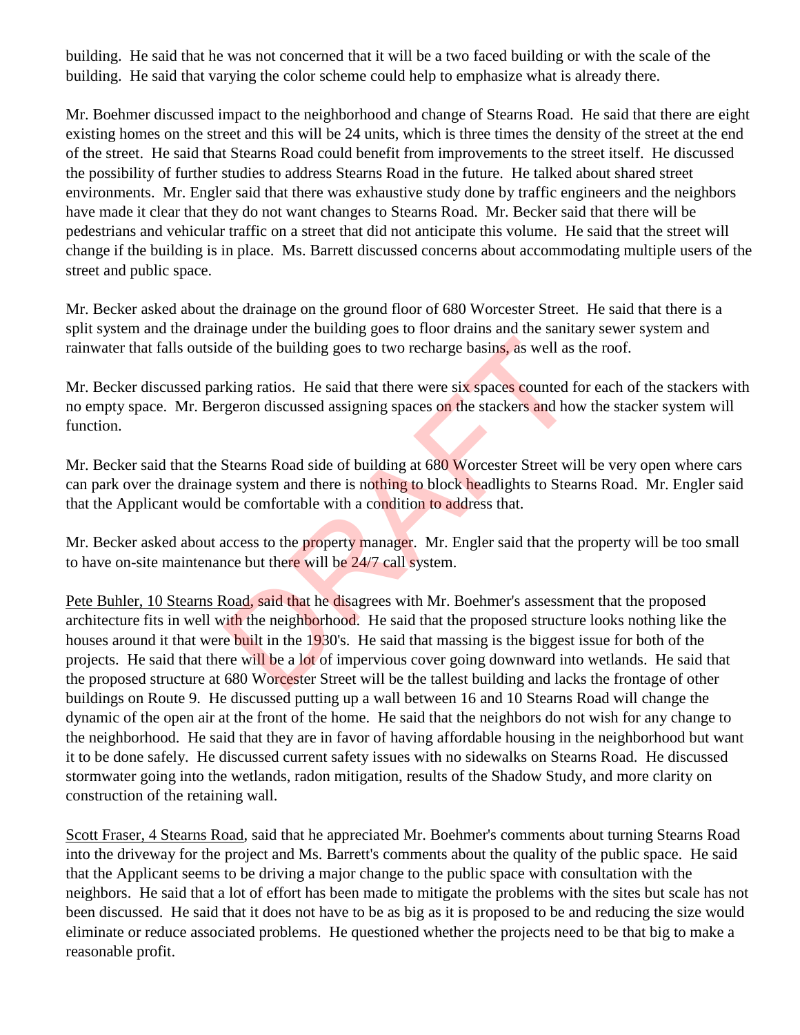building. He said that he was not concerned that it will be a two faced building or with the scale of the building. He said that varying the color scheme could help to emphasize what is already there.

Mr. Boehmer discussed impact to the neighborhood and change of Stearns Road. He said that there are eight existing homes on the street and this will be 24 units, which is three times the density of the street at the end of the street. He said that Stearns Road could benefit from improvements to the street itself. He discussed the possibility of further studies to address Stearns Road in the future. He talked about shared street environments. Mr. Engler said that there was exhaustive study done by traffic engineers and the neighbors have made it clear that they do not want changes to Stearns Road. Mr. Becker said that there will be pedestrians and vehicular traffic on a street that did not anticipate this volume. He said that the street will change if the building is in place. Ms. Barrett discussed concerns about accommodating multiple users of the street and public space.

Mr. Becker asked about the drainage on the ground floor of 680 Worcester Street. He said that there is a split system and the drainage under the building goes to floor drains and the sanitary sewer system and rainwater that falls outside of the building goes to two recharge basins, as well as the roof.

Mr. Becker discussed parking ratios. He said that there were six spaces counted for each of the stackers with no empty space. Mr. Bergeron discussed assigning spaces on the stackers and how the stacker system will function.

Mr. Becker said that the Stearns Road side of building at 680 Worcester Street will be very open where cars can park over the drainage system and there is nothing to block headlights to Stearns Road. Mr. Engler said that the Applicant would be comfortable with a condition to address that.

Mr. Becker asked about access to the property manager. Mr. Engler said that the property will be too small to have on-site maintenance but there will be 24/7 call system.

<u>Pete Buhler, 10 Stearns Road</u>, said that he disagrees with Mr. Boehmer's assessment that the proposed architecture fits in well with the neighborhood. He said that the proposed structure looks nothing like the houses around it that were built in the 1930's. He said that massing is the biggest issue for both of the projects. He said that there will be a lot of impervious cover going downward into wetlands. He said that the proposed structure at 680 Worcester Street will be the tallest building and lacks the frontage of other buildings on Route 9. He discussed putting up a wall between 16 and 10 Stearns Road will change the dynamic of the open air at the front of the home. He said that the neighbors do not wish for any change to the neighborhood. He said that they are in favor of having affordable housing in the neighborhood but want it to be done safely. He discussed current safety issues with no sidewalks on Stearns Road. He discussed stormwater going into the wetlands, radon mitigation, results of the Shadow Study, and more clarity on construction of the retaining wall.

<u>Scott Fraser, 4 Stearns Road</u>, said that he appreciated Mr. Boehmer's comments about turning Stearns Road into the driveway for the project and Ms. Barrett's comments about the quality of the public space. He said that the Applicant seems to be driving a major change to the public space with consultation with the neighbors. He said that a lot of effort has been made to mitigate the problems with the sites but scale has not been discussed. He said that it does not have to be as big as it is proposed to be and reducing the size would eliminate or reduce associated problems. He questioned whether the projects need to be that big to make a reasonable profit.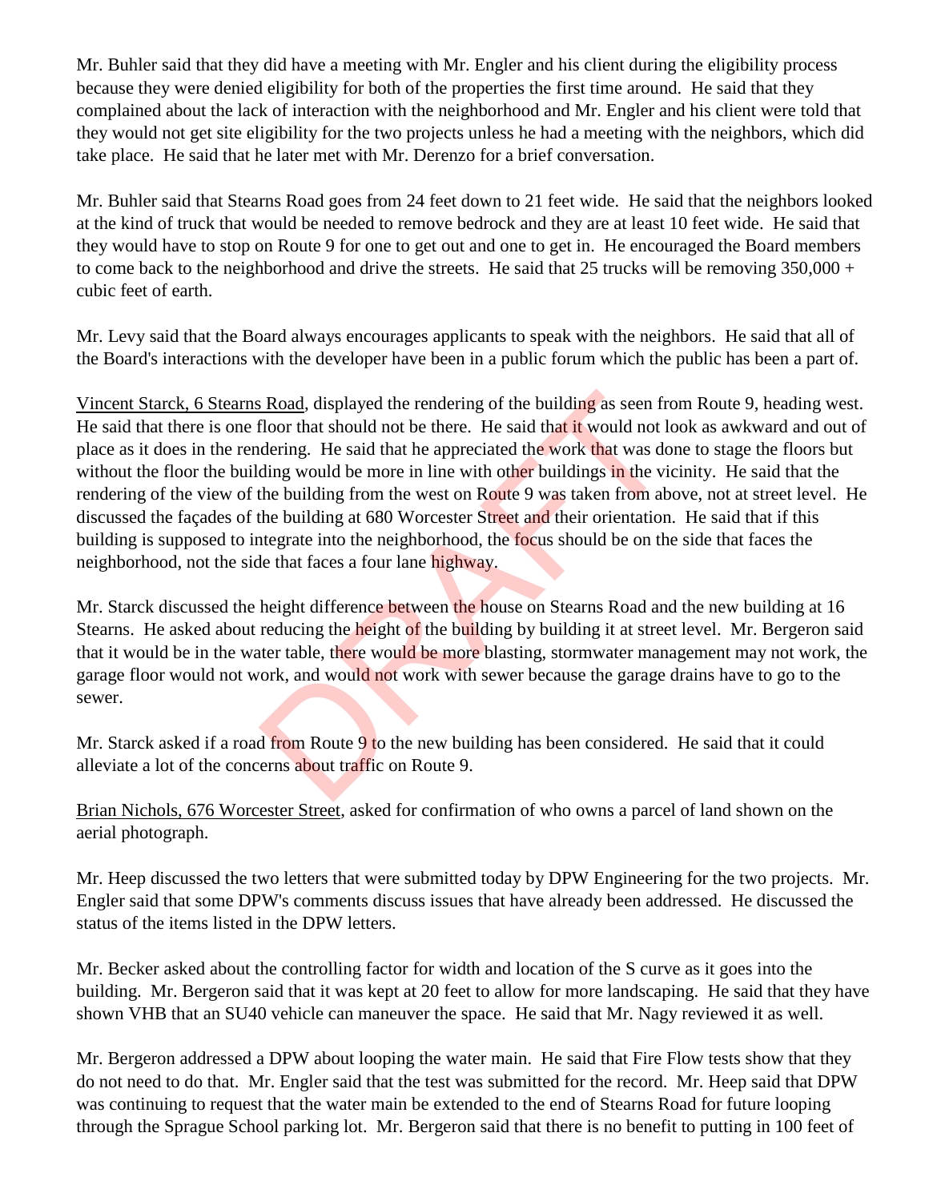Mr. Buhler said that they did have a meeting with Mr. Engler and his client during the eligibility process because they were denied eligibility for both of the properties the first time around. He said that they complained about the lack of interaction with the neighborhood and Mr. Engler and his client were told that they would not get site eligibility for the two projects unless he had a meeting with the neighbors, which did take place. He said that he later met with Mr. Derenzo for a brief conversation.

Mr. Buhler said that Stearns Road goes from 24 feet down to 21 feet wide. He said that the neighbors looked at the kind of truck that would be needed to remove bedrock and they are at least 10 feet wide. He said that they would have to stop on Route 9 for one to get out and one to get in. He encouraged the Board members to come back to the neighborhood and drive the streets. He said that 25 trucks will be removing 350,000 + cubic feet of earth.

Mr. Levy said that the Board always encourages applicants to speak with the neighbors. He said that all of the Board's interactions with the developer have been in a public forum which the public has been a part of.

Vincent Starck, 6 Stearns Road, displayed the rendering of the building as seen from Route 9, heading west. He said that there is one floor that should not be there. He said that it would not look as awkward and out of place as it does in the rendering. He said that he appreciated the work that was done to stage the floors but without the floor the building would be more in line with other buildings in the vicinity. He said that the rendering of the view of the building from the west on Route 9 was taken from above, not at street level. He discussed the façades of the building at 680 Worcester Street and their orientation. He said that if this building is supposed to integrate into the neighborhood, the focus should be on the side that faces the neighborhood, not the side that faces a four lane highway.

Mr. Starck discussed the height difference between the house on Stearns Road and the new building at 16 Stearns. He asked about reducing the height of the building by building it at street level. Mr. Bergeron said that it would be in the water table, there would be more blasting, stormwater management may not work, the garage floor would not work, and would not work with sewer because the garage drains have to go to the sewer.

Mr. Starck asked if a road from Route 9 to the new building has been considered. He said that it could alleviate a lot of the concerns about traffic on Route 9.

Brian Nichols, 676 Worcester Street, asked for confirmation of who owns a parcel of land shown on the aerial photograph.

Mr. Heep discussed the two letters that were submitted today by DPW Engineering for the two projects. Mr. Engler said that some DPW's comments discuss issues that have already been addressed. He discussed the status of the items listed in the DPW letters.

Mr. Becker asked about the controlling factor for width and location of the S curve as it goes into the building. Mr. Bergeron said that it was kept at 20 feet to allow for more landscaping. He said that they have shown VHB that an SU40 vehicle can maneuver the space. He said that Mr. Nagy reviewed it as well.

Mr. Bergeron addressed a DPW about looping the water main. He said that Fire Flow tests show that they do not need to do that. Mr. Engler said that the test was submitted for the record. Mr. Heep said that DPW was continuing to request that the water main be extended to the end of Stearns Road for future looping through the Sprague School parking lot. Mr. Bergeron said that there is no benefit to putting in 100 feet of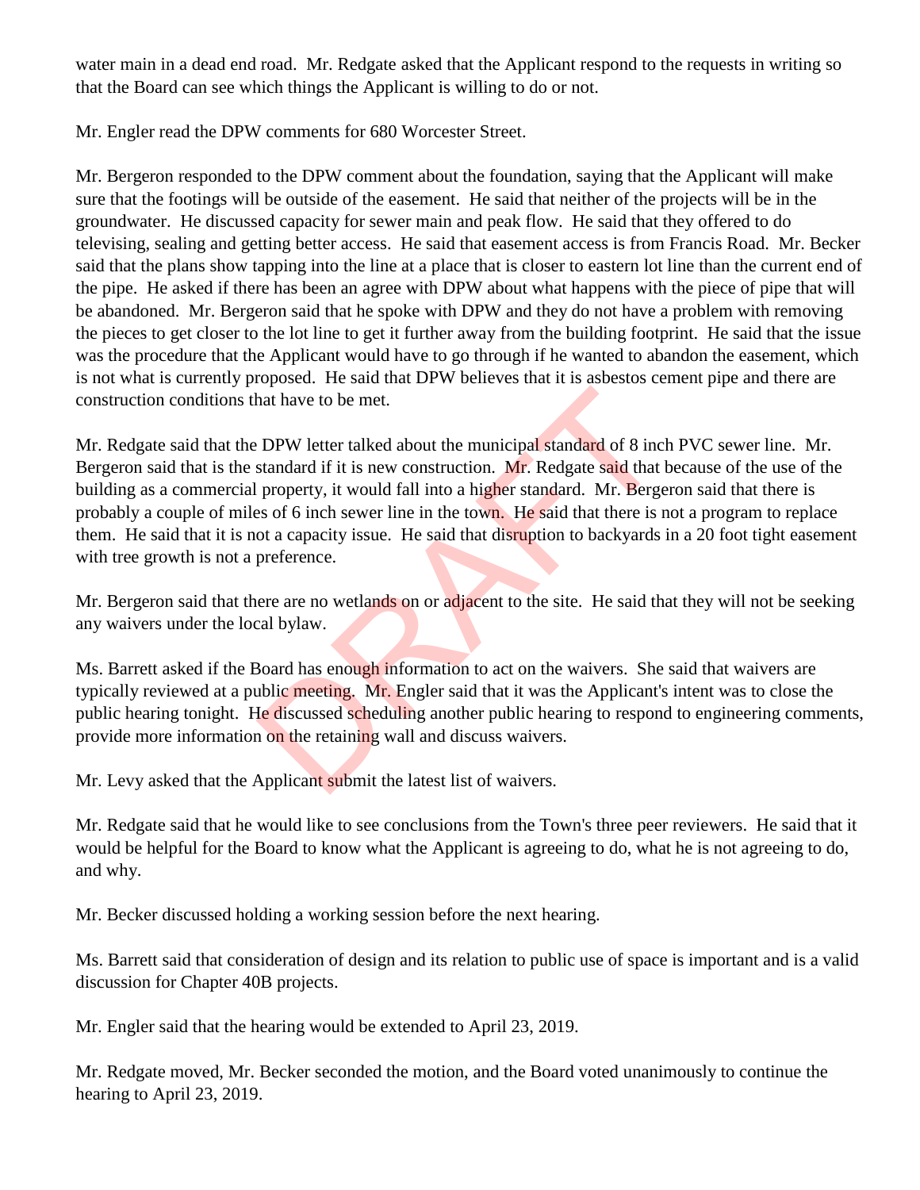water main in a dead end road. Mr. Redgate asked that the Applicant respond to the requests in writing so that the Board can see which things the Applicant is willing to do or not.

Mr. Engler read the DPW comments for 680 Worcester Street.

Mr. Bergeron responded to the DPW comment about the foundation, saying that the Applicant will make sure that the footings will be outside of the easement. He said that neither of the projects will be in the groundwater. He discussed capacity for sewer main and peak flow. He said that they offered to do televising, sealing and getting better access. He said that easement access is from Francis Road. Mr. Becker said that the plans show tapping into the line at a place that is closer to eastern lot line than the current end of the pipe. He asked if there has been an agree with DPW about what happens with the piece of pipe that will be abandoned. Mr. Bergeron said that he spoke with DPW and they do not have a problem with removing the pieces to get closer to the lot line to get it further away from the building footprint. He said that the issue was the procedure that the Applicant would have to go through if he wanted to abandon the easement, which is not what is currently proposed. He said that DPW believes that it is asbestos cement pipe and there are construction conditions that have to be met.

Mr. Redgate said that the DPW letter talked about the municipal standard of 8 inch PVC sewer line. Mr. Bergeron said that is the standard if it is new construction. Mr. Redgate said that because of the use of the building as a commercial property, it would fall into a higher standard. Mr. Bergeron said that there is probably a couple of miles of 6 inch sewer line in the town. He said that there is not a program to replace them. He said that it is not a capacity issue. He said that disruption to backyards in a 20 foot tight easement with tree growth is not a preference.

Mr. Bergeron said that there are no wetlands on or adjacent to the site. He said that they will not be seeking any waivers under the local bylaw.

Ms. Barrett asked if the Board has enough information to act on the waivers. She said that waivers are typically reviewed at a public meeting. Mr. Engler said that it was the Applicant's intent was to close the public hearing tonight. He discussed scheduling another public hearing to respond to engineering comments, provide more information on the retaining wall and discuss waivers.

Mr. Levy asked that the Applicant submit the latest list of waivers.

Mr. Redgate said that he would like to see conclusions from the Town's three peer reviewers. He said that it would be helpful for the Board to know what the Applicant is agreeing to do, what he is not agreeing to do, and why.

Mr. Becker discussed holding a working session before the next hearing.

Ms. Barrett said that consideration of design and its relation to public use of space is important and is a valid discussion for Chapter 40B projects.

Mr. Engler said that the hearing would be extended to April 23, 2019.

Mr. Redgate moved, Mr. Becker seconded the motion, and the Board voted unanimously to continue the hearing to April 23, 2019.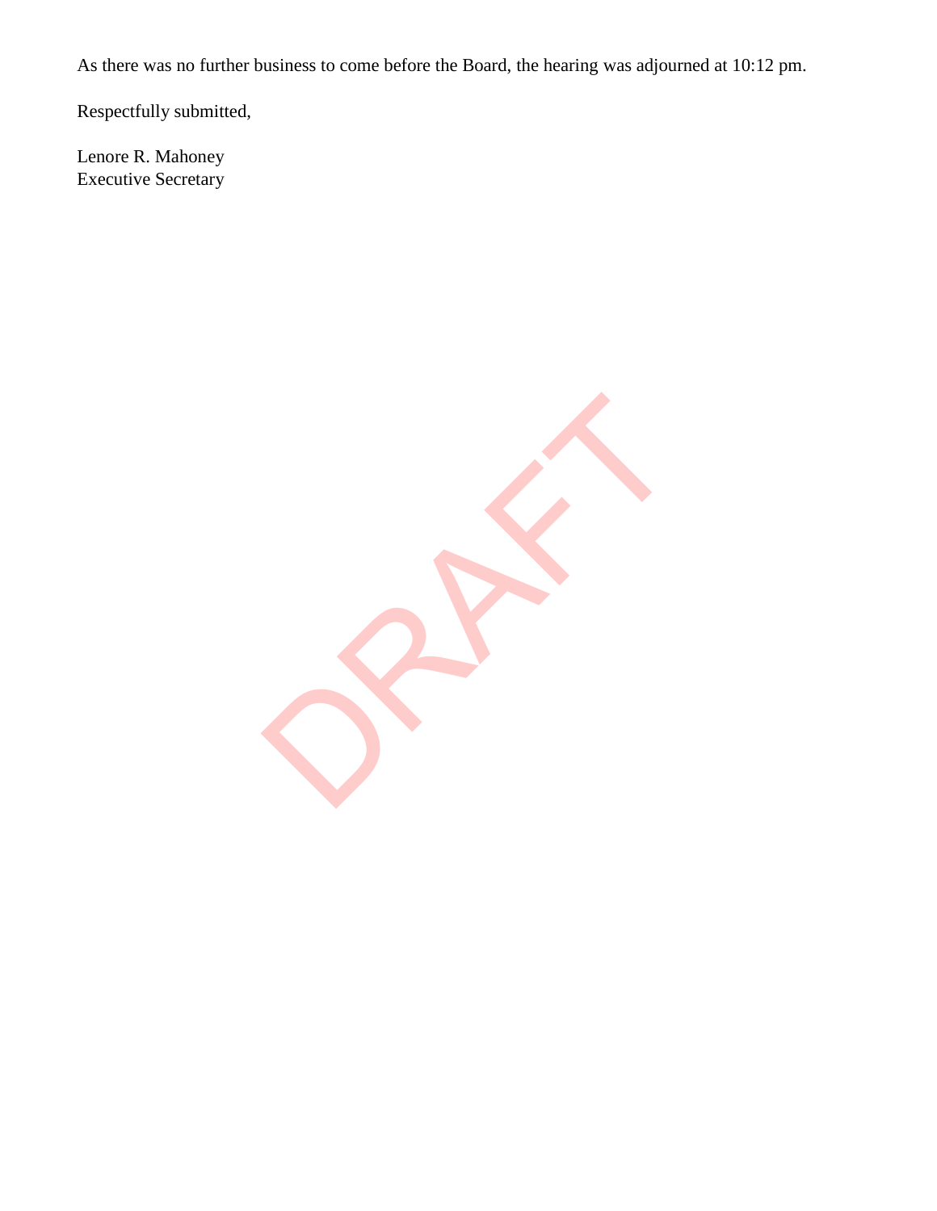As there was no further business to come before the Board, the hearing was adjourned at 10:12 pm.

Respectfully submitted,

Lenore R. Mahoney
Executive Secretary

DRAFT